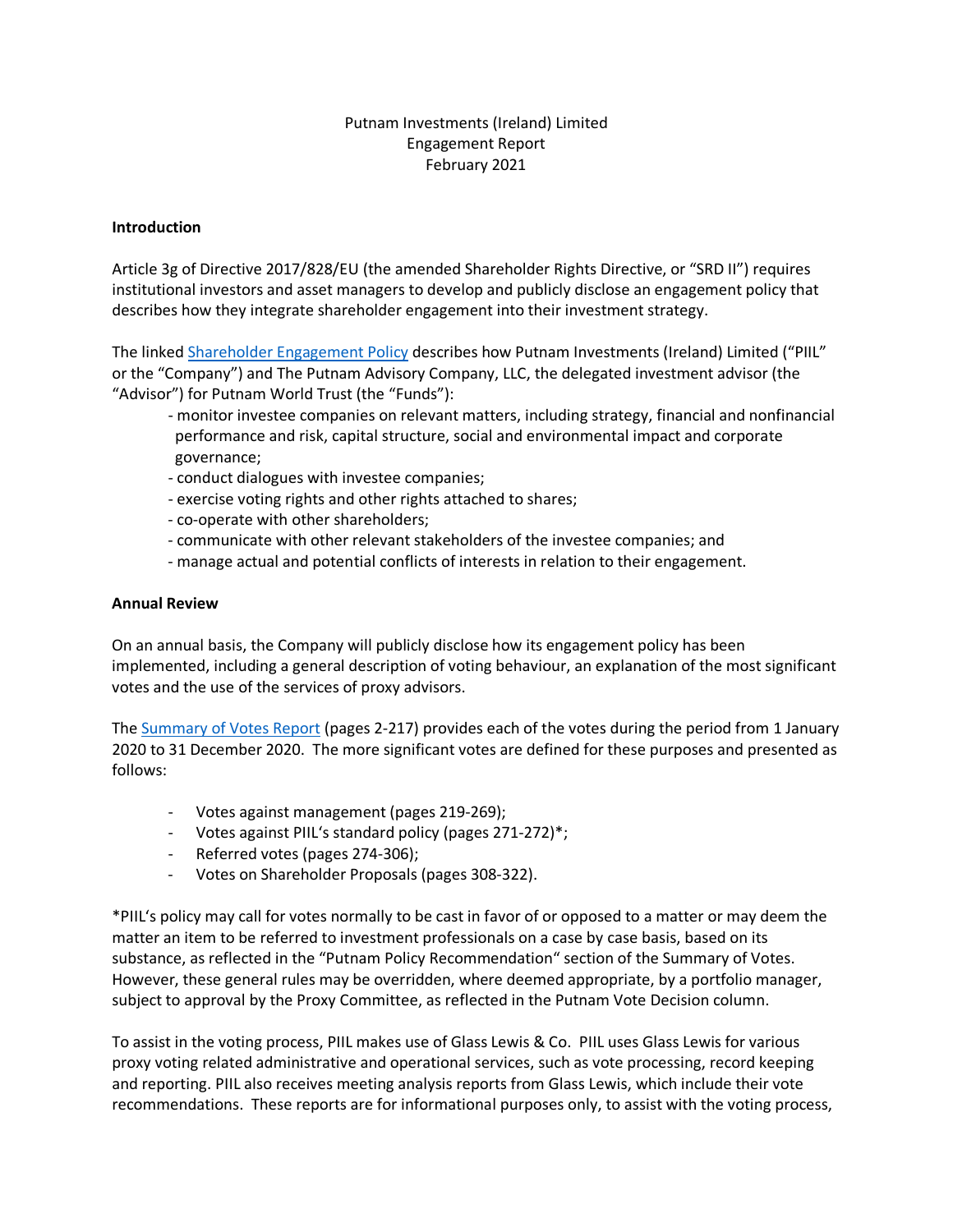Putnam Investments (Ireland) Limited
Engagement Report
February 2021

**Introduction**

Article 3g of Directive 2017/828/EU (the amended Shareholder Rights Directive, or "SRD II") requires institutional investors and asset managers to develop and publicly disclose an engagement policy that describes how they integrate shareholder engagement into their investment strategy.

The linked Shareholder Engagement Policy describes how Putnam Investments (Ireland) Limited ("PIIL" or the "Company") and The Putnam Advisory Company, LLC, the delegated investment advisor (the "Advisor") for Putnam World Trust (the "Funds"):

- monitor investee companies on relevant matters, including strategy, financial and nonfinancial performance and risk, capital structure, social and environmental impact and corporate governance;
- conduct dialogues with investee companies;
- exercise voting rights and other rights attached to shares;
- co-operate with other shareholders;
- communicate with other relevant stakeholders of the investee companies; and
- manage actual and potential conflicts of interests in relation to their engagement.

**Annual Review**

On an annual basis, the Company will publicly disclose how its engagement policy has been implemented, including a general description of voting behaviour, an explanation of the most significant votes and the use of the services of proxy advisors.

The Summary of Votes Report (pages 2-217) provides each of the votes during the period from 1 January 2020 to 31 December 2020. The more significant votes are defined for these purposes and presented as follows:

- Votes against management (pages 219-269);
- Votes against PIIL's standard policy (pages 271-272)*;
- Referred votes (pages 274-306);
- Votes on Shareholder Proposals (pages 308-322).

*PIIL's policy may call for votes normally to be cast in favor of or opposed to a matter or may deem the matter an item to be referred to investment professionals on a case by case basis, based on its substance, as reflected in the "Putnam Policy Recommendation" section of the Summary of Votes. However, these general rules may be overridden, where deemed appropriate, by a portfolio manager, subject to approval by the Proxy Committee, as reflected in the Putnam Vote Decision column.

To assist in the voting process, PIIL makes use of Glass Lewis & Co. PIIL uses Glass Lewis for various proxy voting related administrative and operational services, such as vote processing, record keeping and reporting. PIIL also receives meeting analysis reports from Glass Lewis, which include their vote recommendations. These reports are for informational purposes only, to assist with the voting process,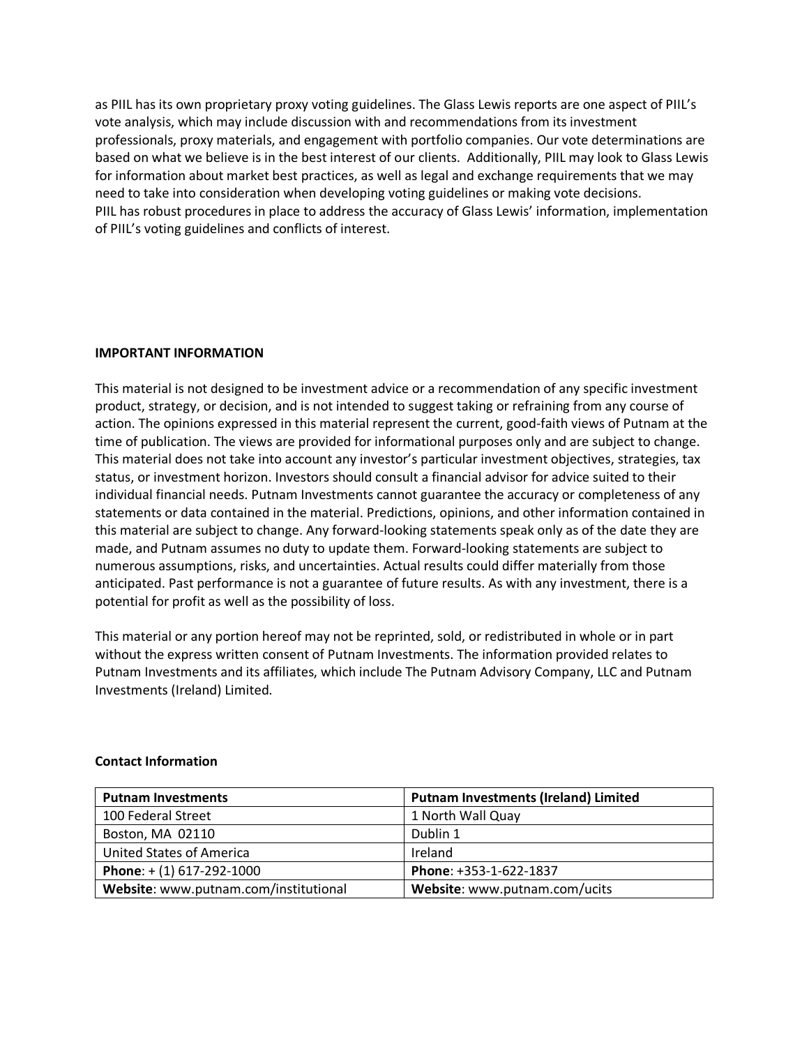as PIIL has its own proprietary proxy voting guidelines. The Glass Lewis reports are one aspect of PIIL's vote analysis, which may include discussion with and recommendations from its investment professionals, proxy materials, and engagement with portfolio companies. Our vote determinations are based on what we believe is in the best interest of our clients. Additionally, PIIL may look to Glass Lewis for information about market best practices, as well as legal and exchange requirements that we may need to take into consideration when developing voting guidelines or making vote decisions.
PIIL has robust procedures in place to address the accuracy of Glass Lewis' information, implementation of PIIL's voting guidelines and conflicts of interest.

**IMPORTANT INFORMATION**

This material is not designed to be investment advice or a recommendation of any specific investment product, strategy, or decision, and is not intended to suggest taking or refraining from any course of action. The opinions expressed in this material represent the current, good-faith views of Putnam at the time of publication. The views are provided for informational purposes only and are subject to change. This material does not take into account any investor's particular investment objectives, strategies, tax status, or investment horizon. Investors should consult a financial advisor for advice suited to their individual financial needs. Putnam Investments cannot guarantee the accuracy or completeness of any statements or data contained in the material. Predictions, opinions, and other information contained in this material are subject to change. Any forward-looking statements speak only as of the date they are made, and Putnam assumes no duty to update them. Forward-looking statements are subject to numerous assumptions, risks, and uncertainties. Actual results could differ materially from those anticipated. Past performance is not a guarantee of future results. As with any investment, there is a potential for profit as well as the possibility of loss.

This material or any portion hereof may not be reprinted, sold, or redistributed in whole or in part without the express written consent of Putnam Investments. The information provided relates to Putnam Investments and its affiliates, which include The Putnam Advisory Company, LLC and Putnam Investments (Ireland) Limited.

**Contact Information**

| **Putnam Investments** | **Putnam Investments (Ireland) Limited** |
|---|---|
| 100 Federal Street | 1 North Wall Quay |
| Boston, MA 02110 | Dublin 1 |
| United States of America | Ireland |
| **Phone**: + (1) 617-292-1000 | **Phone**: +353-1-622-1837 |
| **Website**: www.putnam.com/institutional | **Website**: www.putnam.com/ucits |